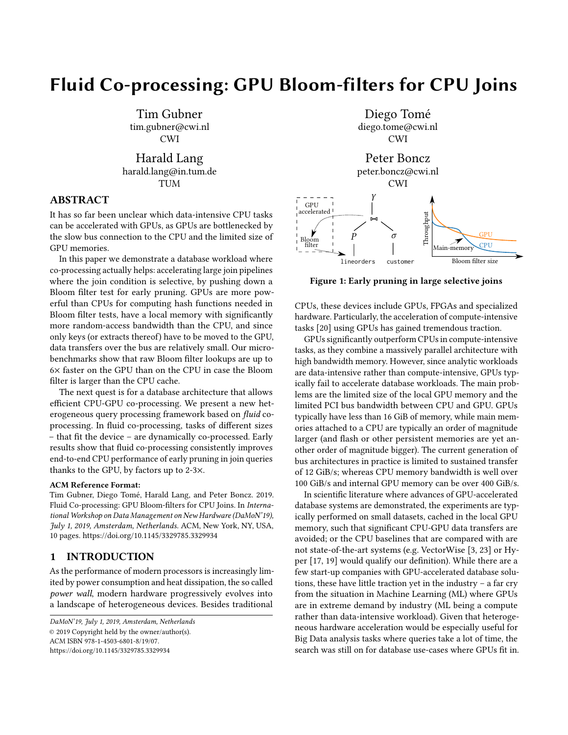# Fluid Co-processing: GPU Bloom-filters for CPU Joins

Tim Gubner
tim.gubner@cwi.nl
CWI

Diego Tomé
diego.tome@cwi.nl
CWI

Harald Lang
harald.lang@in.tum.de
TUM

Peter Boncz
peter.boncz@cwi.nl
CWI

## ABSTRACT

It has so far been unclear which data-intensive CPU tasks can be accelerated with GPUs, as GPUs are bottlenecked by the slow bus connection to the CPU and the limited size of GPU memories.

In this paper we demonstrate a database workload where co-processing actually helps: accelerating large join pipelines where the join condition is selective, by pushing down a Bloom filter test for early pruning. GPUs are more powerful than CPUs for computing hash functions needed in Bloom filter tests, have a local memory with significantly more random-access bandwidth than the CPU, and since only keys (or extracts thereof) have to be moved to the GPU, data transfers over the bus are relatively small. Our micro-benchmarks show that raw Bloom filter lookups are up to 6× faster on the GPU than on the CPU in case the Bloom filter is larger than the CPU cache.

The next quest is for a database architecture that allows efficient CPU-GPU co-processing. We present a new heterogeneous query processing framework based on *fluid* co-processing. In fluid co-processing, tasks of different sizes – that fit the device – are dynamically co-processed. Early results show that fluid co-processing consistently improves end-to-end CPU performance of early pruning in join queries thanks to the GPU, by factors up to 2-3×.

**ACM Reference Format:**
Tim Gubner, Diego Tomé, Harald Lang, and Peter Boncz. 2019. Fluid Co-processing: GPU Bloom-filters for CPU Joins. In *International Workshop on Data Management on New Hardware (DaMoN'19), July 1, 2019, Amsterdam, Netherlands.* ACM, New York, NY, USA, 10 pages. https://doi.org/10.1145/3329785.3329934

**Figure 1: Early pruning in large selective joins**

## 1 INTRODUCTION

As the performance of modern processors is increasingly limited by power consumption and heat dissipation, the so called *power wall*, modern hardware progressively evolves into a landscape of heterogeneous devices. Besides traditional CPUs, these devices include GPUs, FPGAs and specialized hardware. Particularly, the acceleration of compute-intensive tasks [20] using GPUs has gained tremendous traction.

GPUs significantly outperform CPUs in compute-intensive tasks, as they combine a massively parallel architecture with high bandwidth memory. However, since analytic workloads are data-intensive rather than compute-intensive, GPUs typically fail to accelerate database workloads. The main problems are the limited size of the local GPU memory and the limited PCI bus bandwidth between CPU and GPU. GPUs typically have less than 16 GiB of memory, while main memories attached to a CPU are typically an order of magnitude larger (and flash or other persistent memories are yet another order of magnitude bigger). The current generation of bus architectures in practice is limited to sustained transfer of 12 GiB/s; whereas CPU memory bandwidth is well over 100 GiB/s and internal GPU memory can be over 400 GiB/s.

In scientific literature where advances of GPU-accelerated database systems are demonstrated, the experiments are typically performed on small datasets, cached in the local GPU memory, such that significant CPU-GPU data transfers are avoided; or the CPU baselines that are compared with are not state-of-the-art systems (e.g. VectorWise [3, 23] or Hyper [17, 19] would qualify our definition). While there are a few start-up companies with GPU-accelerated database solutions, these have little traction yet in the industry – a far cry from the situation in Machine Learning (ML) where GPUs are in extreme demand by industry (ML being a compute rather than data-intensive workload). Given that heterogeneous hardware acceleration would be especially useful for Big Data analysis tasks where queries take a lot of time, the search was still on for database use-cases where GPUs fit in.

DaMoN'19, July 1, 2019, Amsterdam, Netherlands
© 2019 Copyright held by the owner/author(s).
ACM ISBN 978-1-4503-6801-8/19/07.
https://doi.org/10.1145/3329785.3329934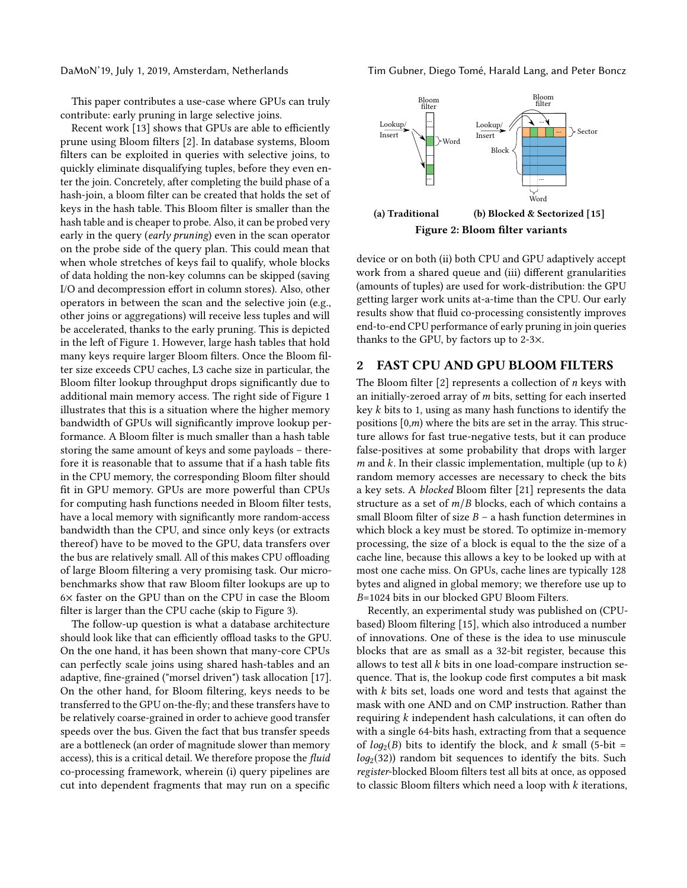This paper contributes a use-case where GPUs can truly contribute: early pruning in large selective joins.

Recent work [13] shows that GPUs are able to efficiently prune using Bloom filters [2]. In database systems, Bloom filters can be exploited in queries with selective joins, to quickly eliminate disqualifying tuples, before they even enter the join. Concretely, after completing the build phase of a hash-join, a bloom filter can be created that holds the set of keys in the hash table. This Bloom filter is smaller than the hash table and is cheaper to probe. Also, it can be probed very early in the query (*early pruning*) even in the scan operator on the probe side of the query plan. This could mean that when whole stretches of keys fail to qualify, whole blocks of data holding the non-key columns can be skipped (saving I/O and decompression effort in column stores). Also, other operators in between the scan and the selective join (e.g., other joins or aggregations) will receive less tuples and will be accelerated, thanks to the early pruning. This is depicted in the left of Figure 1. However, large hash tables that hold many keys require larger Bloom filters. Once the Bloom filter size exceeds CPU caches, L3 cache size in particular, the Bloom filter lookup throughput drops significantly due to additional main memory access. The right side of Figure 1 illustrates that this is a situation where the higher memory bandwidth of GPUs will significantly improve lookup performance. A Bloom filter is much smaller than a hash table storing the same amount of keys and some payloads – therefore it is reasonable that to assume that if a hash table fits in the CPU memory, the corresponding Bloom filter should fit in GPU memory. GPUs are more powerful than CPUs for computing hash functions needed in Bloom filter tests, have a local memory with significantly more random-access bandwidth than the CPU, and since only keys (or extracts thereof) have to be moved to the GPU, data transfers over the bus are relatively small. All of this makes CPU offloading of large Bloom filtering a very promising task. Our micro-benchmarks show that raw Bloom filter lookups are up to 6× faster on the GPU than on the CPU in case the Bloom filter is larger than the CPU cache (skip to Figure 3).

The follow-up question is what a database architecture should look like that can efficiently offload tasks to the GPU. On the one hand, it has been shown that many-core CPUs can perfectly scale joins using shared hash-tables and an adaptive, fine-grained ("morsel driven") task allocation [17]. On the other hand, for Bloom filtering, keys needs to be transferred to the GPU on-the-fly; and these transfers have to be relatively coarse-grained in order to achieve good transfer speeds over the bus. Given the fact that bus transfer speeds are a bottleneck (an order of magnitude slower than memory access), this is a critical detail. We therefore propose the *fluid* co-processing framework, wherein (i) query pipelines are cut into dependent fragments that may run on a specific device or on both (ii) both CPU and GPU adaptively accept work from a shared queue and (iii) different granularities (amounts of tuples) are used for work-distribution: the GPU getting larger work units at-a-time than the CPU. Our early results show that fluid co-processing consistently improves end-to-end CPU performance of early pruning in join queries thanks to the GPU, by factors up to 2-3×.

**(a) Traditional** **(b) Blocked & Sectorized [15]**

**Figure 2: Bloom filter variants**

## 2 FAST CPU AND GPU BLOOM FILTERS

The Bloom filter [2] represents a collection of $n$ keys with an initially-zeroed array of $m$ bits, setting for each inserted key $k$ bits to 1, using as many hash functions to identify the positions $[0,m)$ where the bits are set in the array. This structure allows for fast true-negative tests, but it can produce false-positives at some probability that drops with larger $m$ and $k$. In their classic implementation, multiple (up to $k$) random memory accesses are necessary to check the bits a key sets. A *blocked* Bloom filter [21] represents the data structure as a set of $m/B$ blocks, each of which contains a small Bloom filter of size $B$ – a hash function determines in which block a key must be stored. To optimize in-memory processing, the size of a block is equal to the the size of a cache line, because this allows a key to be looked up with at most one cache miss. On GPUs, cache lines are typically 128 bytes and aligned in global memory; we therefore use up to $B$=1024 bits in our blocked GPU Bloom Filters.

Recently, an experimental study was published on (CPU-based) Bloom filtering [15], which also introduced a number of innovations. One of these is the idea to use minuscule blocks that are as small as a 32-bit register, because this allows to test all $k$ bits in one load-compare instruction sequence. That is, the lookup code first computes a bit mask with $k$ bits set, loads one word and tests that against the mask with one AND and on CMP instruction. Rather than requiring $k$ independent hash calculations, it can often do with a single 64-bits hash, extracting from that a sequence of $log_2(B)$ bits to identify the block, and $k$ small (5-bit = $log_2(32)$) random bit sequences to identify the bits. Such *register*-blocked Bloom filters test all bits at once, as opposed to classic Bloom filters which need a loop with $k$ iterations,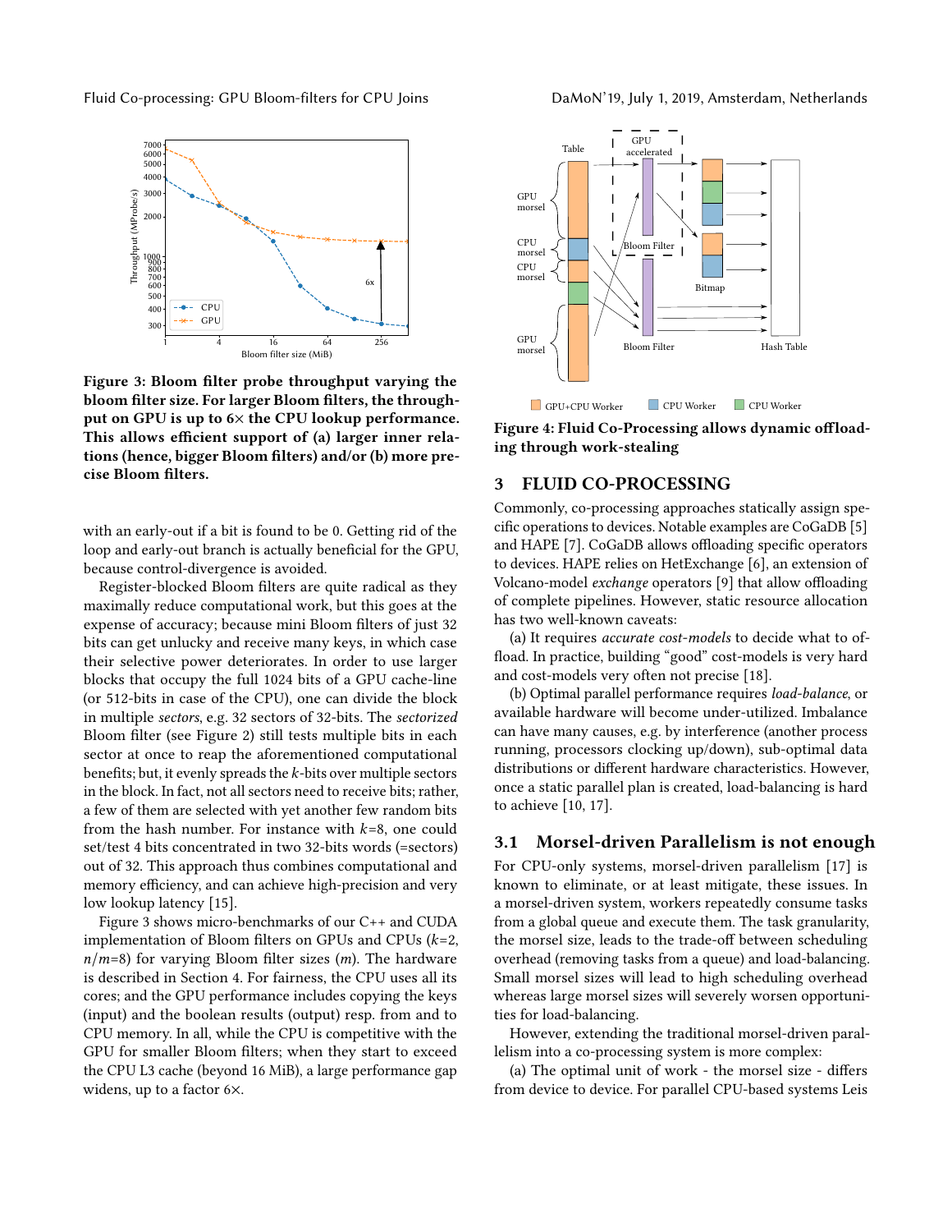Figure 3: Bloom filter probe throughput varying the bloom filter size. For larger Bloom filters, the throughput on GPU is up to 6× the CPU lookup performance. This allows efficient support of (a) larger inner relations (hence, bigger Bloom filters) and/or (b) more precise Bloom filters.

with an early-out if a bit is found to be 0. Getting rid of the loop and early-out branch is actually beneficial for the GPU, because control-divergence is avoided.

Register-blocked Bloom filters are quite radical as they maximally reduce computational work, but this goes at the expense of accuracy; because mini Bloom filters of just 32 bits can get unlucky and receive many keys, in which case their selective power deteriorates. In order to use larger blocks that occupy the full 1024 bits of a GPU cache-line (or 512-bits in case of the CPU), one can divide the block in multiple *sectors*, e.g. 32 sectors of 32-bits. The *sectorized* Bloom filter (see Figure 2) still tests multiple bits in each sector at once to reap the aforementioned computational benefits; but, it evenly spreads the $k$-bits over multiple sectors in the block. In fact, not all sectors need to receive bits; rather, a few of them are selected with yet another few random bits from the hash number. For instance with $k$=8, one could set/test 4 bits concentrated in two 32-bits words (=sectors) out of 32. This approach thus combines computational and memory efficiency, and can achieve high-precision and very low lookup latency [15].

Figure 3 shows micro-benchmarks of our C++ and CUDA implementation of Bloom filters on GPUs and CPUs ($k$=2, $n/m$=8) for varying Bloom filter sizes ($m$). The hardware is described in Section 4. For fairness, the CPU uses all its cores; and the GPU performance includes copying the keys (input) and the boolean results (output) resp. from and to CPU memory. In all, while the CPU is competitive with the GPU for smaller Bloom filters; when they start to exceed the CPU L3 cache (beyond 16 MiB), a large performance gap widens, up to a factor 6×.

Figure 4: Fluid Co-Processing allows dynamic offloading through work-stealing

## 3 FLUID CO-PROCESSING

Commonly, co-processing approaches statically assign specific operations to devices. Notable examples are CoGaDB [5] and HAPE [7]. CoGaDB allows offloading specific operators to devices. HAPE relies on HetExchange [6], an extension of Volcano-model *exchange* operators [9] that allow offloading of complete pipelines. However, static resource allocation has two well-known caveats:

(a) It requires *accurate cost-models* to decide what to offload. In practice, building "good" cost-models is very hard and cost-models very often not precise [18].

(b) Optimal parallel performance requires *load-balance*, or available hardware will become under-utilized. Imbalance can have many causes, e.g. by interference (another process running, processors clocking up/down), sub-optimal data distributions or different hardware characteristics. However, once a static parallel plan is created, load-balancing is hard to achieve [10, 17].

### 3.1 Morsel-driven Parallelism is not enough

For CPU-only systems, morsel-driven parallelism [17] is known to eliminate, or at least mitigate, these issues. In a morsel-driven system, workers repeatedly consume tasks from a global queue and execute them. The task granularity, the morsel size, leads to the trade-off between scheduling overhead (removing tasks from a queue) and load-balancing. Small morsel sizes will lead to high scheduling overhead whereas large morsel sizes will severely worsen opportunities for load-balancing.

However, extending the traditional morsel-driven parallelism into a co-processing system is more complex:

(a) The optimal unit of work - the morsel size - differs from device to device. For parallel CPU-based systems Leis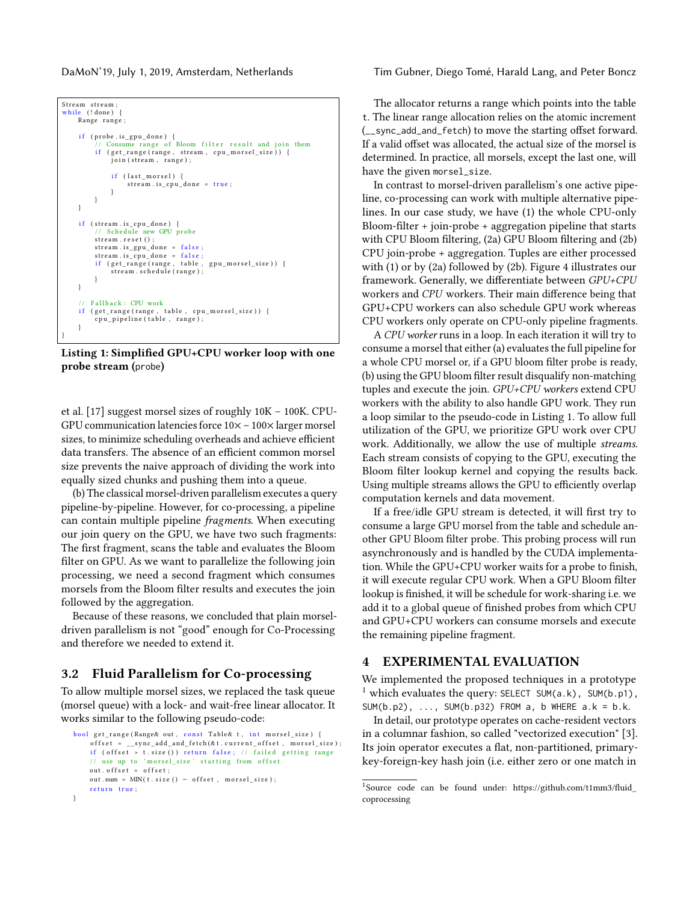```
Stream stream;
while (!done) {
    Range range;

    if (probe.is_gpu_done) {
        // Consume range of Bloom filter result and join them
        if (get_range(range, stream, cpu_morsel_size)) {
            join(stream, range);

            if (last_morsel) {
                stream.is_cpu_done = true;
            }
        }
    }

    if (stream.is_cpu_done) {
        // Schedule new GPU probe
        stream.reset();
        stream.is_gpu_done = false;
        stream.is_cpu_done = false;
        if (get_range(range, table, gpu_morsel_size)) {
            stream.schedule(range);
        }
    }

    // Fallback: CPU work
    if (get_range(range, table, cpu_morsel_size)) {
        cpu_pipeline(table, range);
    }
}
```

**Listing 1: Simplified GPU+CPU worker loop with one probe stream (`probe`)**

et al. [17] suggest morsel sizes of roughly 10K – 100K. CPU-GPU communication latencies force 10× – 100× larger morsel sizes, to minimize scheduling overheads and achieve efficient data transfers. The absence of an efficient common morsel size prevents the naive approach of dividing the work into equally sized chunks and pushing them into a queue.

(b) The classical morsel-driven parallelism executes a query pipeline-by-pipeline. However, for co-processing, a pipeline can contain multiple pipeline *fragments*. When executing our join query on the GPU, we have two such fragments: The first fragment, scans the table and evaluates the Bloom filter on GPU. As we want to parallelize the following join processing, we need a second fragment which consumes morsels from the Bloom filter results and executes the join followed by the aggregation.

Because of these reasons, we concluded that plain morsel-driven parallelism is not "good" enough for Co-Processing and therefore we needed to extend it.

### 3.2 Fluid Parallelism for Co-processing

To allow multiple morsel sizes, we replaced the task queue (morsel queue) with a lock- and wait-free linear allocator. It works similar to the following pseudo-code:

```
bool get_range(Range& out, const Table& t, int morsel_size) {
    offset = __sync_add_and_fetch(&t.current_offset, morsel_size);
    if (offset > t.size()) return false; // failed getting range
    // use up to 'morsel_size' starting from offset
    out.offset = offset;
    out.num = MIN(t.size() - offset, morsel_size);
    return true;
}
```

The allocator returns a range which points into the table `t`. The linear range allocation relies on the atomic increment (`__sync_add_and_fetch`) to move the starting offset forward. If a valid offset was allocated, the actual size of the morsel is determined. In practice, all morsels, except the last one, will have the given `morsel_size`.

In contrast to morsel-driven parallelism's one active pipeline, co-processing can work with multiple alternative pipelines. In our case study, we have (1) the whole CPU-only Bloom-filter + join-probe + aggregation pipeline that starts with CPU Bloom filtering, (2a) GPU Bloom filtering and (2b) CPU join-probe + aggregation. Tuples are either processed with (1) or by (2a) followed by (2b). Figure 4 illustrates our framework. Generally, we differentiate between *GPU+CPU* workers and *CPU* workers. Their main difference being that GPU+CPU workers can also schedule GPU work whereas CPU workers only operate on CPU-only pipeline fragments.

A *CPU worker* runs in a loop. In each iteration it will try to consume a morsel that either (a) evaluates the full pipeline for a whole CPU morsel or, if a GPU bloom filter probe is ready, (b) using the GPU bloom filter result disqualify non-matching tuples and execute the join. *GPU+CPU workers* extend CPU workers with the ability to also handle GPU work. They run a loop similar to the pseudo-code in Listing 1. To allow full utilization of the GPU, we prioritize GPU work over CPU work. Additionally, we allow the use of multiple *streams*. Each stream consists of copying to the GPU, executing the Bloom filter lookup kernel and copying the results back. Using multiple streams allows the GPU to efficiently overlap computation kernels and data movement.

If a free/idle GPU stream is detected, it will first try to consume a large GPU morsel from the table and schedule another GPU Bloom filter probe. This probing process will run asynchronously and is handled by the CUDA implementation. While the GPU+CPU worker waits for a probe to finish, it will execute regular CPU work. When a GPU Bloom filter lookup is finished, it will be schedule for work-sharing i.e. we add it to a global queue of finished probes from which CPU and GPU+CPU workers can consume morsels and execute the remaining pipeline fragment.

## 4 EXPERIMENTAL EVALUATION

We implemented the proposed techniques in a prototype [1] which evaluates the query: `SELECT SUM(a.k), SUM(b.p1), SUM(b.p2), ..., SUM(b.p32) FROM a, b WHERE a.k = b.k`.

In detail, our prototype operates on cache-resident vectors in a columnar fashion, so called "vectorized execution" [3]. Its join operator executes a flat, non-partitioned, primary-key-foreign-key hash join (i.e. either zero or one match in

[1] Source code can be found under: https://github.com/t1mm3/fluid_coprocessing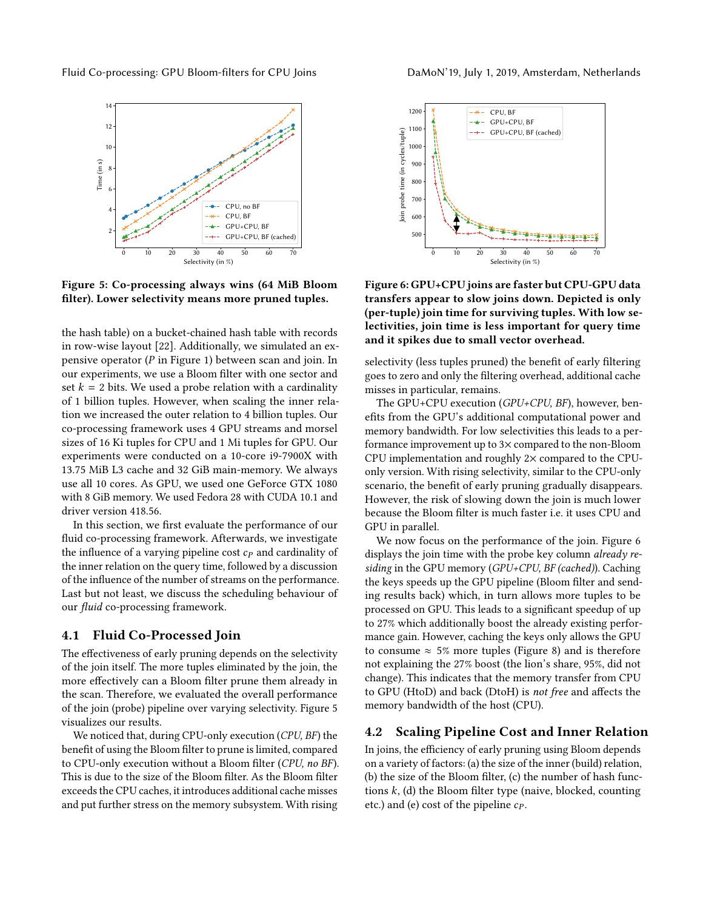Figure 5: Co-processing always wins (64 MiB Bloom filter). Lower selectivity means more pruned tuples.

Figure 6: GPU+CPU joins are faster but CPU-GPU data transfers appear to slow joins down. Depicted is only (per-tuple) join time for surviving tuples. With low selectivities, join time is less important for query time and it spikes due to small vector overhead.

the hash table) on a bucket-chained hash table with records in row-wise layout [22]. Additionally, we simulated an expensive operator ($P$ in Figure 1) between scan and join. In our experiments, we use a Bloom filter with one sector and set $k = 2$ bits. We used a probe relation with a cardinality of 1 billion tuples. However, when scaling the inner relation we increased the outer relation to 4 billion tuples. Our co-processing framework uses 4 GPU streams and morsel sizes of 16 Ki tuples for CPU and 1 Mi tuples for GPU. Our experiments were conducted on a 10-core i9-7900X with 13.75 MiB L3 cache and 32 GiB main-memory. We always use all 10 cores. As GPU, we used one GeForce GTX 1080 with 8 GiB memory. We used Fedora 28 with CUDA 10.1 and driver version 418.56.

In this section, we first evaluate the performance of our fluid co-processing framework. Afterwards, we investigate the influence of a varying pipeline cost $c_P$ and cardinality of the inner relation on the query time, followed by a discussion of the influence of the number of streams on the performance. Last but not least, we discuss the scheduling behaviour of our *fluid* co-processing framework.

## 4.1 Fluid Co-Processed Join

The effectiveness of early pruning depends on the selectivity of the join itself. The more tuples eliminated by the join, the more effectively can a Bloom filter prune them already in the scan. Therefore, we evaluated the overall performance of the join (probe) pipeline over varying selectivity. Figure 5 visualizes our results.

We noticed that, during CPU-only execution (*CPU, BF*) the benefit of using the Bloom filter to prune is limited, compared to CPU-only execution without a Bloom filter (*CPU, no BF*). This is due to the size of the Bloom filter. As the Bloom filter exceeds the CPU caches, it introduces additional cache misses and put further stress on the memory subsystem. With rising selectivity (less tuples pruned) the benefit of early filtering goes to zero and only the filtering overhead, additional cache misses in particular, remains.

The GPU+CPU execution (*GPU+CPU, BF*), however, benefits from the GPU's additional computational power and memory bandwidth. For low selectivities this leads to a performance improvement up to 3× compared to the non-Bloom CPU implementation and roughly 2× compared to the CPU-only version. With rising selectivity, similar to the CPU-only scenario, the benefit of early pruning gradually disappears. However, the risk of slowing down the join is much lower because the Bloom filter is much faster i.e. it uses CPU and GPU in parallel.

We now focus on the performance of the join. Figure 6 displays the join time with the probe key column *already residing* in the GPU memory (*GPU+CPU, BF (cached)*). Caching the keys speeds up the GPU pipeline (Bloom filter and sending results back) which, in turn allows more tuples to be processed on GPU. This leads to a significant speedup of up to 27% which additionally boost the already existing performance gain. However, caching the keys only allows the GPU to consume ≈ 5% more tuples (Figure 8) and is therefore not explaining the 27% boost (the lion's share, 95%, did not change). This indicates that the memory transfer from CPU to GPU (HtoD) and back (DtoH) is *not free* and affects the memory bandwidth of the host (CPU).

## 4.2 Scaling Pipeline Cost and Inner Relation

In joins, the efficiency of early pruning using Bloom depends on a variety of factors: (a) the size of the inner (build) relation, (b) the size of the Bloom filter, (c) the number of hash functions $k$, (d) the Bloom filter type (naive, blocked, counting etc.) and (e) cost of the pipeline $c_P$.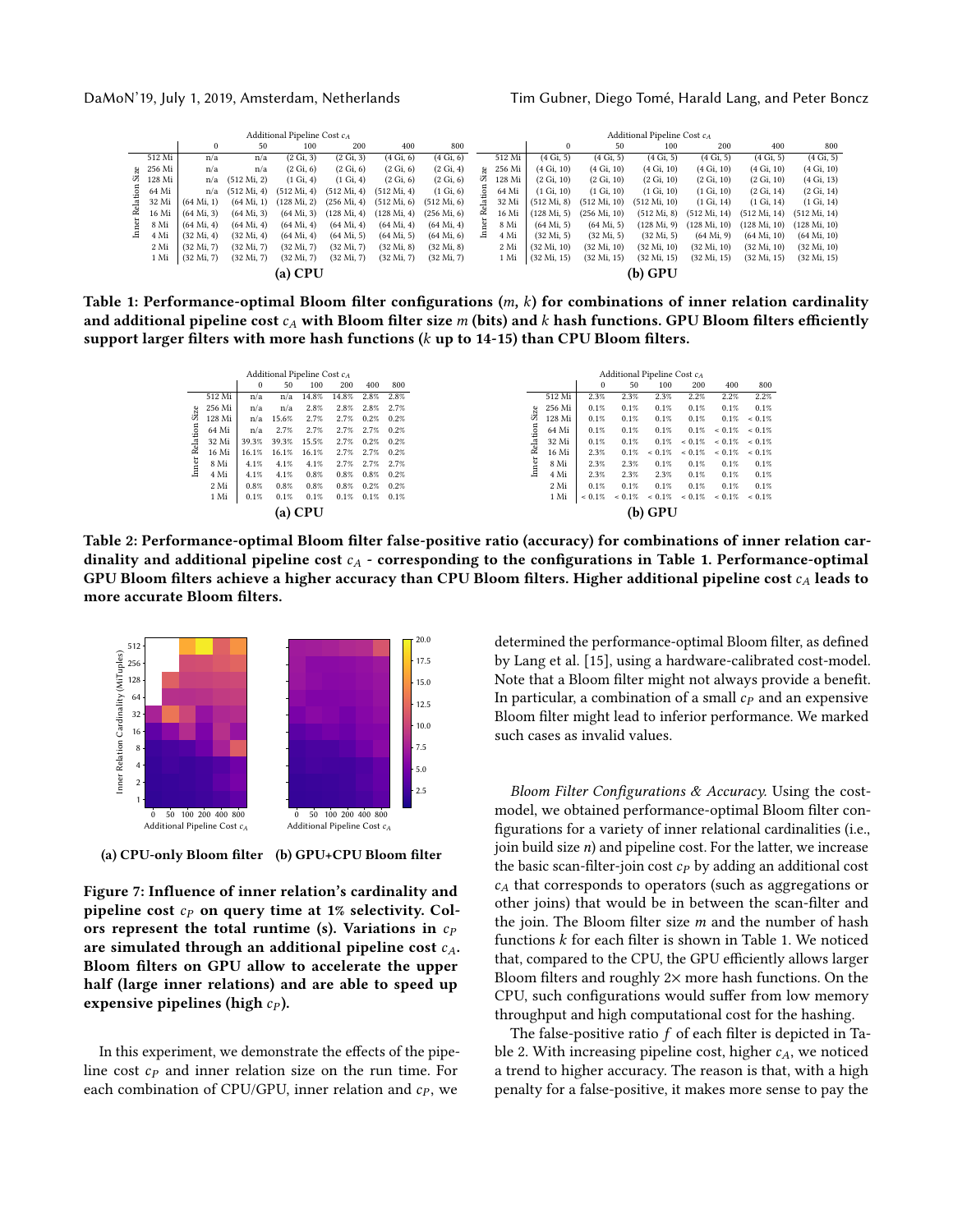**Table 1 (a) CPU**

| Inner Relation Size | Additional Pipeline Cost $c_A$: 0 | 50 | 100 | 200 | 400 | 800 |
|---|---|---|---|---|---|---|
| 512 Mi | n/a | n/a | (2 Gi, 3) | (2 Gi, 3) | (4 Gi, 6) | (4 Gi, 6) |
| 256 Mi | n/a | n/a | (2 Gi, 6) | (2 Gi, 6) | (2 Gi, 6) | (2 Gi, 4) |
| 128 Mi | n/a | (512 Mi, 2) | (1 Gi, 4) | (1 Gi, 4) | (2 Gi, 6) | (2 Gi, 6) |
| 64 Mi | n/a | (512 Mi, 4) | (512 Mi, 4) | (512 Mi, 4) | (512 Mi, 4) | (1 Gi, 6) |
| 32 Mi | (64 Mi, 1) | (64 Mi, 1) | (128 Mi, 2) | (256 Mi, 4) | (512 Mi, 6) | (512 Mi, 6) |
| 16 Mi | (64 Mi, 3) | (64 Mi, 3) | (64 Mi, 3) | (128 Mi, 4) | (128 Mi, 4) | (256 Mi, 6) |
| 8 Mi | (64 Mi, 4) | (64 Mi, 4) | (64 Mi, 4) | (64 Mi, 4) | (64 Mi, 4) | (64 Mi, 4) |
| 4 Mi | (32 Mi, 4) | (32 Mi, 4) | (64 Mi, 4) | (64 Mi, 4) | (64 Mi, 5) | (64 Mi, 6) |
| 2 Mi | (32 Mi, 7) | (32 Mi, 7) | (32 Mi, 7) | (32 Mi, 7) | (32 Mi, 8) | (32 Mi, 8) |
| 1 Mi | (32 Mi, 7) | (32 Mi, 7) | (32 Mi, 7) | (32 Mi, 7) | (32 Mi, 7) | (32 Mi, 7) |

**Table 1 (b) GPU**

| Inner Relation Size | Additional Pipeline Cost $c_A$: 0 | 50 | 100 | 200 | 400 | 800 |
|---|---|---|---|---|---|---|
| 512 Mi | (4 Gi, 5) | (4 Gi, 5) | (4 Gi, 5) | (4 Gi, 5) | (4 Gi, 5) | (4 Gi, 5) |
| 256 Mi | (4 Gi, 10) | (4 Gi, 10) | (4 Gi, 10) | (4 Gi, 10) | (4 Gi, 10) | (4 Gi, 10) |
| 128 Mi | (2 Gi, 10) | (2 Gi, 10) | (2 Gi, 10) | (2 Gi, 10) | (2 Gi, 10) | (4 Gi, 13) |
| 64 Mi | (1 Gi, 10) | (1 Gi, 10) | (1 Gi, 10) | (1 Gi, 10) | (2 Gi, 14) | (2 Gi, 14) |
| 32 Mi | (512 Mi, 8) | (512 Mi, 10) | (512 Mi, 10) | (1 Gi, 14) | (1 Gi, 14) | (1 Gi, 14) |
| 16 Mi | (128 Mi, 5) | (256 Mi, 10) | (512 Mi, 8) | (512 Mi, 14) | (512 Mi, 14) | (512 Mi, 14) |
| 8 Mi | (64 Mi, 5) | (64 Mi, 5) | (128 Mi, 9) | (128 Mi, 10) | (128 Mi, 10) | (128 Mi, 10) |
| 4 Mi | (32 Mi, 5) | (32 Mi, 5) | (32 Mi, 5) | (64 Mi, 9) | (64 Mi, 10) | (64 Mi, 10) |
| 2 Mi | (32 Mi, 10) | (32 Mi, 10) | (32 Mi, 10) | (32 Mi, 10) | (32 Mi, 10) | (32 Mi, 10) |
| 1 Mi | (32 Mi, 15) | (32 Mi, 15) | (32 Mi, 15) | (32 Mi, 15) | (32 Mi, 15) | (32 Mi, 15) |

**Table 1: Performance-optimal Bloom filter configurations ($m$, $k$) for combinations of inner relation cardinality and additional pipeline cost $c_A$ with Bloom filter size $m$ (bits) and $k$ hash functions. GPU Bloom filters efficiently support larger filters with more hash functions ($k$ up to 14-15) than CPU Bloom filters.**

**Table 2 (a) CPU**

| Inner Relation Size | Additional Pipeline Cost $c_A$: 0 | 50 | 100 | 200 | 400 | 800 |
|---|---|---|---|---|---|---|
| 512 Mi | n/a | n/a | 14.8% | 14.8% | 2.8% | 2.8% |
| 256 Mi | n/a | n/a | 2.8% | 2.8% | 2.8% | 2.7% |
| 128 Mi | n/a | 15.6% | 2.7% | 2.7% | 0.2% | 0.2% |
| 64 Mi | n/a | 2.7% | 2.7% | 2.7% | 2.7% | 0.2% |
| 32 Mi | 39.3% | 39.3% | 15.5% | 2.7% | 0.2% | 0.2% |
| 16 Mi | 16.1% | 16.1% | 16.1% | 2.7% | 2.7% | 0.2% |
| 8 Mi | 4.1% | 4.1% | 4.1% | 2.7% | 2.7% | 2.7% |
| 4 Mi | 4.1% | 4.1% | 0.8% | 0.8% | 0.8% | 0.2% |
| 2 Mi | 0.8% | 0.8% | 0.8% | 0.8% | 0.2% | 0.2% |
| 1 Mi | 0.1% | 0.1% | 0.1% | 0.1% | 0.1% | 0.1% |

**Table 2 (b) GPU**

| Inner Relation Size | Additional Pipeline Cost $c_A$: 0 | 50 | 100 | 200 | 400 | 800 |
|---|---|---|---|---|---|---|
| 512 Mi | 2.3% | 2.3% | 2.3% | 2.2% | 2.2% | 2.2% |
| 256 Mi | 0.1% | 0.1% | 0.1% | 0.1% | 0.1% | 0.1% |
| 128 Mi | 0.1% | 0.1% | 0.1% | 0.1% | 0.1% | < 0.1% |
| 64 Mi | 0.1% | 0.1% | 0.1% | 0.1% | < 0.1% | < 0.1% |
| 32 Mi | 0.1% | 0.1% | 0.1% | < 0.1% | < 0.1% | < 0.1% |
| 16 Mi | 2.3% | 0.1% | < 0.1% | < 0.1% | < 0.1% | < 0.1% |
| 8 Mi | 2.3% | 2.3% | 0.1% | 0.1% | 0.1% | 0.1% |
| 4 Mi | 2.3% | 2.3% | 2.3% | 0.1% | 0.1% | 0.1% |
| 2 Mi | 0.1% | 0.1% | 0.1% | 0.1% | 0.1% | 0.1% |
| 1 Mi | < 0.1% | < 0.1% | < 0.1% | < 0.1% | < 0.1% | < 0.1% |

**Table 2: Performance-optimal Bloom filter false-positive ratio (accuracy) for combinations of inner relation cardinality and additional pipeline cost $c_A$ - corresponding to the configurations in Table 1. Performance-optimal GPU Bloom filters achieve a higher accuracy than CPU Bloom filters. Higher additional pipeline cost $c_A$ leads to more accurate Bloom filters.**

(a) CPU-only Bloom filter (b) GPU+CPU Bloom filter

**Figure 7: Influence of inner relation's cardinality and pipeline cost $c_P$ on query time at 1% selectivity. Colors represent the total runtime (s). Variations in $c_P$ are simulated through an additional pipeline cost $c_A$. Bloom filters on GPU allow to accelerate the upper half (large inner relations) and are able to speed up expensive pipelines (high $c_P$).**

In this experiment, we demonstrate the effects of the pipeline cost $c_P$ and inner relation size on the run time. For each combination of CPU/GPU, inner relation and $c_P$, we determined the performance-optimal Bloom filter, as defined by Lang et al. [15], using a hardware-calibrated cost-model. Note that a Bloom filter might not always provide a benefit. In particular, a combination of a small $c_P$ and an expensive Bloom filter might lead to inferior performance. We marked such cases as invalid values.

*Bloom Filter Configurations & Accuracy.* Using the cost-model, we obtained performance-optimal Bloom filter configurations for a variety of inner relational cardinalities (i.e., join build size $n$) and pipeline cost. For the latter, we increase the basic scan-filter-join cost $c_P$ by adding an additional cost $c_A$ that corresponds to operators (such as aggregations or other joins) that would be in between the scan-filter and the join. The Bloom filter size $m$ and the number of hash functions $k$ for each filter is shown in Table 1. We noticed that, compared to the CPU, the GPU efficiently allows larger Bloom filters and roughly 2× more hash functions. On the CPU, such configurations would suffer from low memory throughput and high computational cost for the hashing.

The false-positive ratio $f$ of each filter is depicted in Table 2. With increasing pipeline cost, higher $c_A$, we noticed a trend to higher accuracy. The reason is that, with a high penalty for a false-positive, it makes more sense to pay the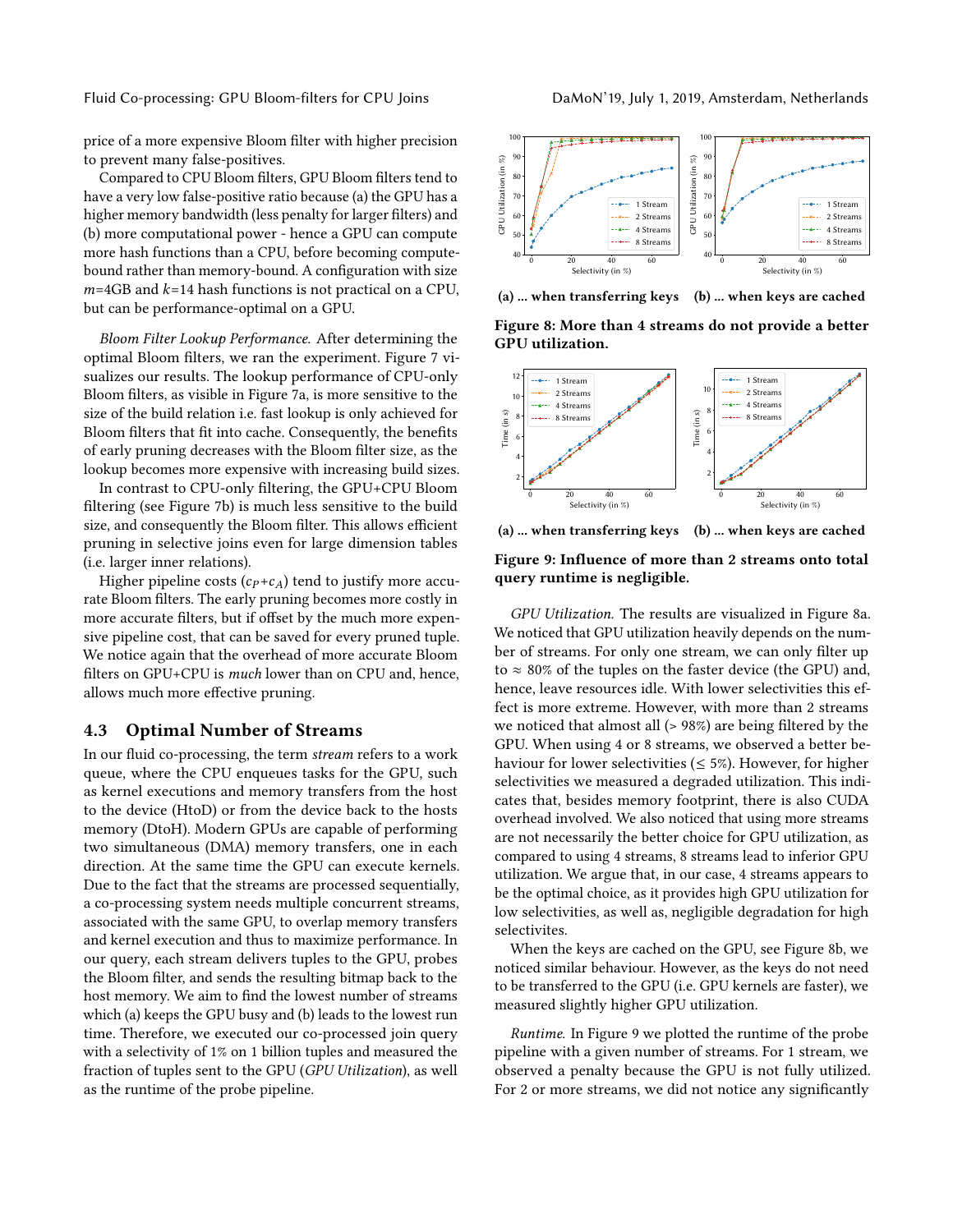price of a more expensive Bloom filter with higher precision to prevent many false-positives.

Compared to CPU Bloom filters, GPU Bloom filters tend to have a very low false-positive ratio because (a) the GPU has a higher memory bandwidth (less penalty for larger filters) and (b) more computational power - hence a GPU can compute more hash functions than a CPU, before becoming compute-bound rather than memory-bound. A configuration with size $m$=4GB and $k$=14 hash functions is not practical on a CPU, but can be performance-optimal on a GPU.

*Bloom Filter Lookup Performance.* After determining the optimal Bloom filters, we ran the experiment. Figure 7 visualizes our results. The lookup performance of CPU-only Bloom filters, as visible in Figure 7a, is more sensitive to the size of the build relation i.e. fast lookup is only achieved for Bloom filters that fit into cache. Consequently, the benefits of early pruning decreases with the Bloom filter size, as the lookup becomes more expensive with increasing build sizes.

In contrast to CPU-only filtering, the GPU+CPU Bloom filtering (see Figure 7b) is much less sensitive to the build size, and consequently the Bloom filter. This allows efficient pruning in selective joins even for large dimension tables (i.e. larger inner relations).

Higher pipeline costs ($c_P$+$c_A$) tend to justify more accurate Bloom filters. The early pruning becomes more costly in more accurate filters, but if offset by the much more expensive pipeline cost, that can be saved for every pruned tuple. We notice again that the overhead of more accurate Bloom filters on GPU+CPU is *much* lower than on CPU and, hence, allows much more effective pruning.

## 4.3 Optimal Number of Streams

In our fluid co-processing, the term *stream* refers to a work queue, where the CPU enqueues tasks for the GPU, such as kernel executions and memory transfers from the host to the device (HtoD) or from the device back to the hosts memory (DtoH). Modern GPUs are capable of performing two simultaneous (DMA) memory transfers, one in each direction. At the same time the GPU can execute kernels. Due to the fact that the streams are processed sequentially, a co-processing system needs multiple concurrent streams, associated with the same GPU, to overlap memory transfers and kernel execution and thus to maximize performance. In our query, each stream delivers tuples to the GPU, probes the Bloom filter, and sends the resulting bitmap back to the host memory. We aim to find the lowest number of streams which (a) keeps the GPU busy and (b) leads to the lowest run time. Therefore, we executed our co-processed join query with a selectivity of 1% on 1 billion tuples and measured the fraction of tuples sent to the GPU (*GPU Utilization*), as well as the runtime of the probe pipeline.

GPU Utilization (in %)
Selectivity (in %)
1 Stream
2 Streams
4 Streams
8 Streams

(a) ... when transferring keys (b) ... when keys are cached

**Figure 8: More than 4 streams do not provide a better GPU utilization.**

Time (in s)
Selectivity (in %)
1 Stream
2 Streams
4 Streams
8 Streams

(a) ... when transferring keys (b) ... when keys are cached

**Figure 9: Influence of more than 2 streams onto total query runtime is negligible.**

*GPU Utilization.* The results are visualized in Figure 8a. We noticed that GPU utilization heavily depends on the number of streams. For only one stream, we can only filter up to ≈ 80% of the tuples on the faster device (the GPU) and, hence, leave resources idle. With lower selectivities this effect is more extreme. However, with more than 2 streams we noticed that almost all (> 98%) are being filtered by the GPU. When using 4 or 8 streams, we observed a better behaviour for lower selectivities (≤ 5%). However, for higher selectivities we measured a degraded utilization. This indicates that, besides memory footprint, there is also CUDA overhead involved. We also noticed that using more streams are not necessarily the better choice for GPU utilization, as compared to using 4 streams, 8 streams lead to inferior GPU utilization. We argue that, in our case, 4 streams appears to be the optimal choice, as it provides high GPU utilization for low selectivities, as well as, negligible degradation for high selectivites.

When the keys are cached on the GPU, see Figure 8b, we noticed similar behaviour. However, as the keys do not need to be transferred to the GPU (i.e. GPU kernels are faster), we measured slightly higher GPU utilization.

*Runtime.* In Figure 9 we plotted the runtime of the probe pipeline with a given number of streams. For 1 stream, we observed a penalty because the GPU is not fully utilized. For 2 or more streams, we did not notice any significantly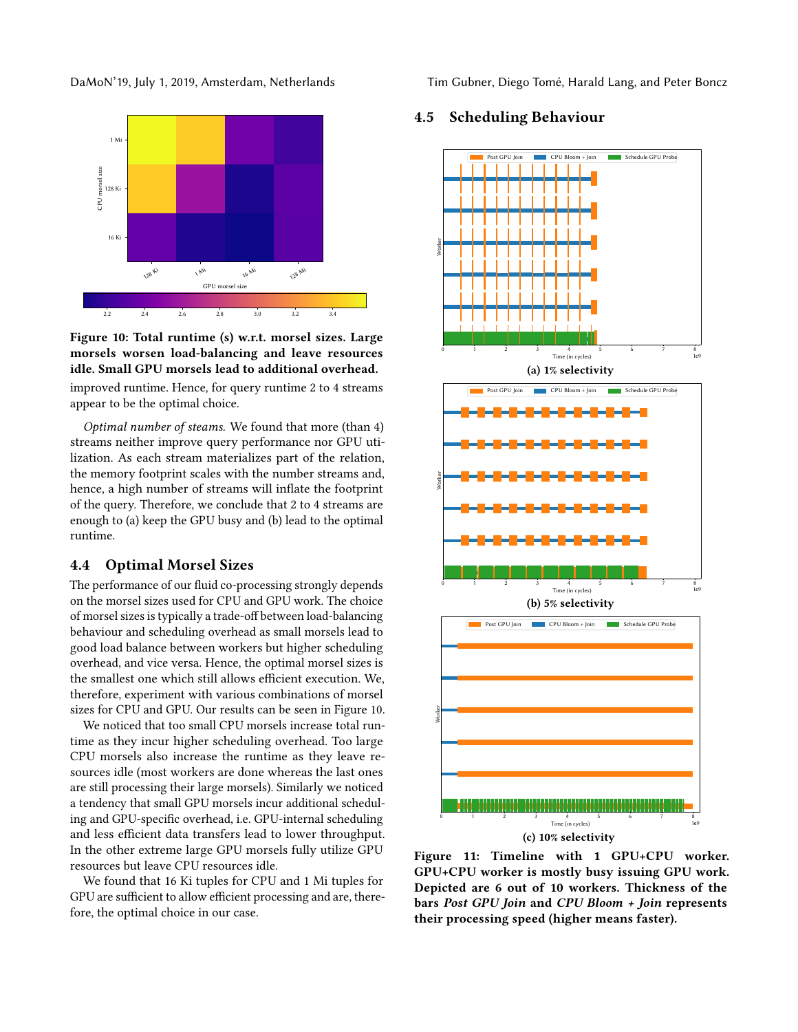Figure 10: Total runtime (s) w.r.t. morsel sizes. Large morsels worsen load-balancing and leave resources idle. Small GPU morsels lead to additional overhead.

improved runtime. Hence, for query runtime 2 to 4 streams appear to be the optimal choice.

*Optimal number of steams.* We found that more (than 4) streams neither improve query performance nor GPU utilization. As each stream materializes part of the relation, the memory footprint scales with the number streams and, hence, a high number of streams will inflate the footprint of the query. Therefore, we conclude that 2 to 4 streams are enough to (a) keep the GPU busy and (b) lead to the optimal runtime.

### 4.4 Optimal Morsel Sizes

The performance of our fluid co-processing strongly depends on the morsel sizes used for CPU and GPU work. The choice of morsel sizes is typically a trade-off between load-balancing behaviour and scheduling overhead as small morsels lead to good load balance between workers but higher scheduling overhead, and vice versa. Hence, the optimal morsel sizes is the smallest one which still allows efficient execution. We, therefore, experiment with various combinations of morsel sizes for CPU and GPU. Our results can be seen in Figure 10.

We noticed that too small CPU morsels increase total runtime as they incur higher scheduling overhead. Too large CPU morsels also increase the runtime as they leave resources idle (most workers are done whereas the last ones are still processing their large morsels). Similarly we noticed a tendency that small GPU morsels incur additional scheduling and GPU-specific overhead, i.e. GPU-internal scheduling and less efficient data transfers lead to lower throughput. In the other extreme large GPU morsels fully utilize GPU resources but leave CPU resources idle.

We found that 16 Ki tuples for CPU and 1 Mi tuples for GPU are sufficient to allow efficient processing and are, therefore, the optimal choice in our case.

### 4.5 Scheduling Behaviour

(a) 1% selectivity

(b) 5% selectivity

(c) 10% selectivity

Figure 11: Timeline with 1 GPU+CPU worker. GPU+CPU worker is mostly busy issuing GPU work. Depicted are 6 out of 10 workers. Thickness of the bars *Post GPU Join* and *CPU Bloom + Join* represents their processing speed (higher means faster).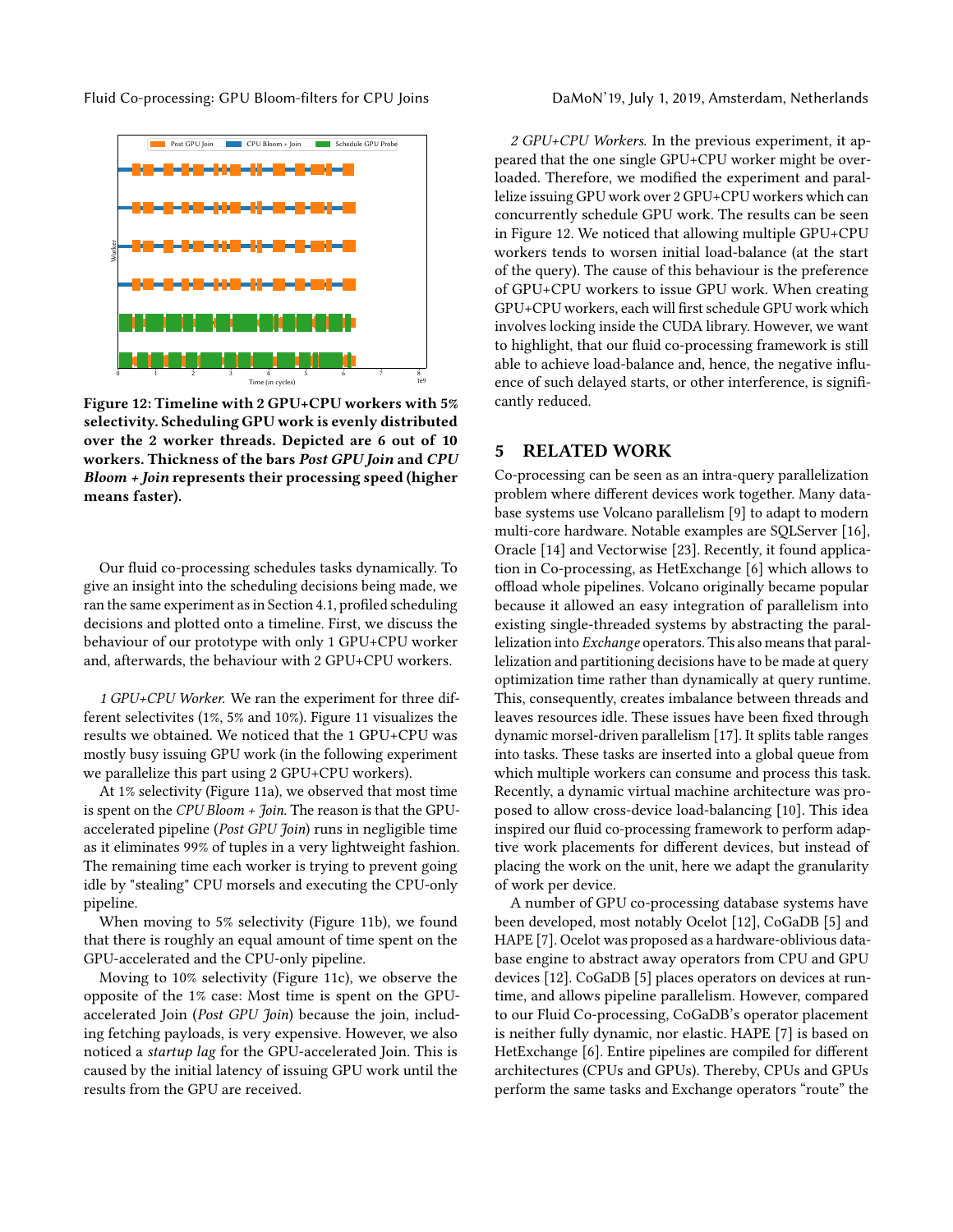Figure 12: Timeline with 2 GPU+CPU workers with 5% selectivity. Scheduling GPU work is evenly distributed over the 2 worker threads. Depicted are 6 out of 10 workers. Thickness of the bars *Post GPU Join* and *CPU Bloom + Join* represents their processing speed (higher means faster).

Our fluid co-processing schedules tasks dynamically. To give an insight into the scheduling decisions being made, we ran the same experiment as in Section 4.1, profiled scheduling decisions and plotted onto a timeline. First, we discuss the behaviour of our prototype with only 1 GPU+CPU worker and, afterwards, the behaviour with 2 GPU+CPU workers.

*1 GPU+CPU Worker.* We ran the experiment for three different selectivites (1%, 5% and 10%). Figure 11 visualizes the results we obtained. We noticed that the 1 GPU+CPU was mostly busy issuing GPU work (in the following experiment we parallelize this part using 2 GPU+CPU workers).

At 1% selectivity (Figure 11a), we observed that most time is spent on the *CPU Bloom + Join*. The reason is that the GPU-accelerated pipeline (*Post GPU Join*) runs in negligible time as it eliminates 99% of tuples in a very lightweight fashion. The remaining time each worker is trying to prevent going idle by "stealing" CPU morsels and executing the CPU-only pipeline.

When moving to 5% selectivity (Figure 11b), we found that there is roughly an equal amount of time spent on the GPU-accelerated and the CPU-only pipeline.

Moving to 10% selectivity (Figure 11c), we observe the opposite of the 1% case: Most time is spent on the GPU-accelerated Join (*Post GPU Join*) because the join, including fetching payloads, is very expensive. However, we also noticed a *startup lag* for the GPU-accelerated Join. This is caused by the initial latency of issuing GPU work until the results from the GPU are received.

*2 GPU+CPU Workers.* In the previous experiment, it appeared that the one single GPU+CPU worker might be overloaded. Therefore, we modified the experiment and parallelize issuing GPU work over 2 GPU+CPU workers which can concurrently schedule GPU work. The results can be seen in Figure 12. We noticed that allowing multiple GPU+CPU workers tends to worsen initial load-balance (at the start of the query). The cause of this behaviour is the preference of GPU+CPU workers to issue GPU work. When creating GPU+CPU workers, each will first schedule GPU work which involves locking inside the CUDA library. However, we want to highlight, that our fluid co-processing framework is still able to achieve load-balance and, hence, the negative influence of such delayed starts, or other interference, is significantly reduced.

## 5 RELATED WORK

Co-processing can be seen as an intra-query parallelization problem where different devices work together. Many database systems use Volcano parallelism [9] to adapt to modern multi-core hardware. Notable examples are SQLServer [16], Oracle [14] and Vectorwise [23]. Recently, it found application in Co-processing, as HetExchange [6] which allows to offload whole pipelines. Volcano originally became popular because it allowed an easy integration of parallelism into existing single-threaded systems by abstracting the parallelization into *Exchange* operators. This also means that parallelization and partitioning decisions have to be made at query optimization time rather than dynamically at query runtime. This, consequently, creates imbalance between threads and leaves resources idle. These issues have been fixed through dynamic morsel-driven parallelism [17]. It splits table ranges into tasks. These tasks are inserted into a global queue from which multiple workers can consume and process this task. Recently, a dynamic virtual machine architecture was proposed to allow cross-device load-balancing [10]. This idea inspired our fluid co-processing framework to perform adaptive work placements for different devices, but instead of placing the work on the unit, here we adapt the granularity of work per device.

A number of GPU co-processing database systems have been developed, most notably Ocelot [12], CoGaDB [5] and HAPE [7]. Ocelot was proposed as a hardware-oblivious database engine to abstract away operators from CPU and GPU devices [12]. CoGaDB [5] places operators on devices at runtime, and allows pipeline parallelism. However, compared to our Fluid Co-processing, CoGaDB's operator placement is neither fully dynamic, nor elastic. HAPE [7] is based on HetExchange [6]. Entire pipelines are compiled for different architectures (CPUs and GPUs). Thereby, CPUs and GPUs perform the same tasks and Exchange operators "route" the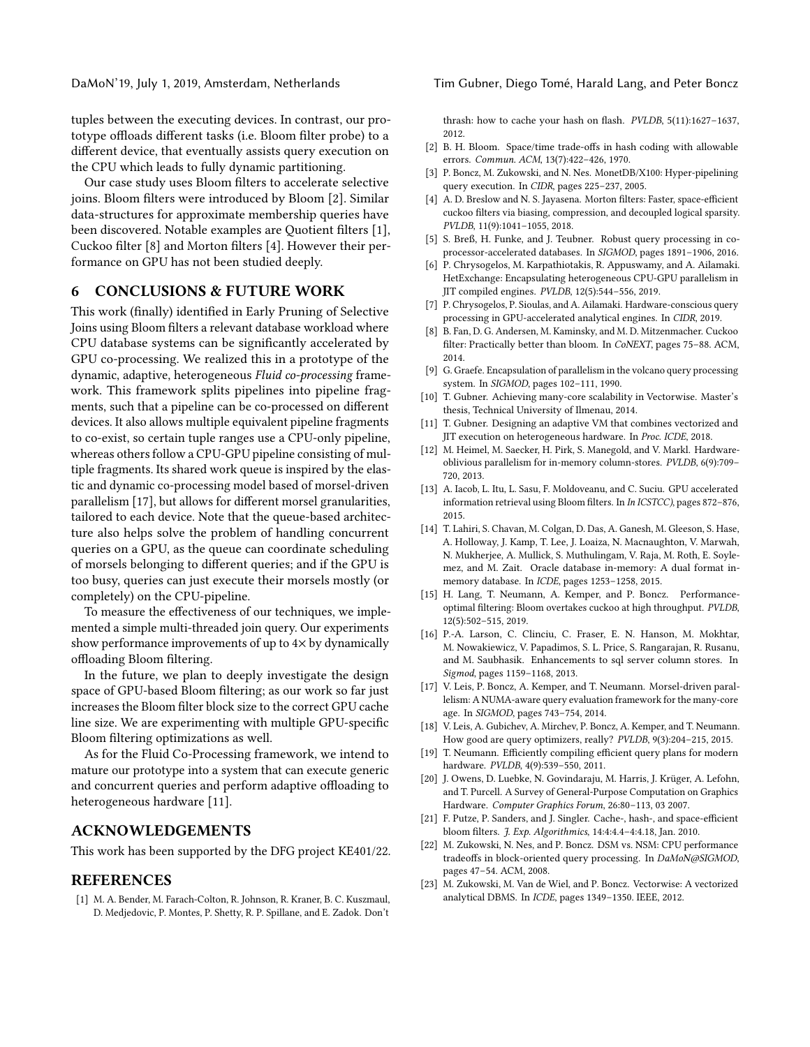tuples between the executing devices. In contrast, our prototype offloads different tasks (i.e. Bloom filter probe) to a different device, that eventually assists query execution on the CPU which leads to fully dynamic partitioning.

Our case study uses Bloom filters to accelerate selective joins. Bloom filters were introduced by Bloom [2]. Similar data-structures for approximate membership queries have been discovered. Notable examples are Quotient filters [1], Cuckoo filter [8] and Morton filters [4]. However their performance on GPU has not been studied deeply.

## 6 CONCLUSIONS & FUTURE WORK

This work (finally) identified in Early Pruning of Selective Joins using Bloom filters a relevant database workload where CPU database systems can be significantly accelerated by GPU co-processing. We realized this in a prototype of the dynamic, adaptive, heterogeneous *Fluid co-processing* framework. This framework splits pipelines into pipeline fragments, such that a pipeline can be co-processed on different devices. It also allows multiple equivalent pipeline fragments to co-exist, so certain tuple ranges use a CPU-only pipeline, whereas others follow a CPU-GPU pipeline consisting of multiple fragments. Its shared work queue is inspired by the elastic and dynamic co-processing model based of morsel-driven parallelism [17], but allows for different morsel granularities, tailored to each device. Note that the queue-based architecture also helps solve the problem of handling concurrent queries on a GPU, as the queue can coordinate scheduling of morsels belonging to different queries; and if the GPU is too busy, queries can just execute their morsels mostly (or completely) on the CPU-pipeline.

To measure the effectiveness of our techniques, we implemented a simple multi-threaded join query. Our experiments show performance improvements of up to 4× by dynamically offloading Bloom filtering.

In the future, we plan to deeply investigate the design space of GPU-based Bloom filtering; as our work so far just increases the Bloom filter block size to the correct GPU cache line size. We are experimenting with multiple GPU-specific Bloom filtering optimizations as well.

As for the Fluid Co-Processing framework, we intend to mature our prototype into a system that can execute generic and concurrent queries and perform adaptive offloading to heterogeneous hardware [11].

## ACKNOWLEDGEMENTS

This work has been supported by the DFG project KE401/22.

## REFERENCES

[1] M. A. Bender, M. Farach-Colton, R. Johnson, R. Kraner, B. C. Kuszmaul, D. Medjedovic, P. Montes, P. Shetty, R. P. Spillane, and E. Zadok. Don't thrash: how to cache your hash on flash. *PVLDB*, 5(11):1627–1637, 2012.

[2] B. H. Bloom. Space/time trade-offs in hash coding with allowable errors. *Commun. ACM*, 13(7):422–426, 1970.

[3] P. Boncz, M. Zukowski, and N. Nes. MonetDB/X100: Hyper-pipelining query execution. In *CIDR*, pages 225–237, 2005.

[4] A. D. Breslow and N. S. Jayasena. Morton filters: Faster, space-efficient cuckoo filters via biasing, compression, and decoupled logical sparsity. *PVLDB*, 11(9):1041–1055, 2018.

[5] S. Breß, H. Funke, and J. Teubner. Robust query processing in co-processor-accelerated databases. In *SIGMOD*, pages 1891–1906, 2016.

[6] P. Chrysogelos, M. Karpathiotakis, R. Appuswamy, and A. Ailamaki. HetExchange: Encapsulating heterogeneous CPU-GPU parallelism in JIT compiled engines. *PVLDB*, 12(5):544–556, 2019.

[7] P. Chrysogelos, P. Sioulas, and A. Ailamaki. Hardware-conscious query processing in GPU-accelerated analytical engines. In *CIDR*, 2019.

[8] B. Fan, D. G. Andersen, M. Kaminsky, and M. D. Mitzenmacher. Cuckoo filter: Practically better than bloom. In *CoNEXT*, pages 75–88. ACM, 2014.

[9] G. Graefe. Encapsulation of parallelism in the volcano query processing system. In *SIGMOD*, pages 102–111, 1990.

[10] T. Gubner. Achieving many-core scalability in Vectorwise. Master's thesis, Technical University of Ilmenau, 2014.

[11] T. Gubner. Designing an adaptive VM that combines vectorized and JIT execution on heterogeneous hardware. In *Proc. ICDE*, 2018.

[12] M. Heimel, M. Saecker, H. Pirk, S. Manegold, and V. Markl. Hardware-oblivious parallelism for in-memory column-stores. *PVLDB*, 6(9):709–720, 2013.

[13] A. Iacob, L. Itu, L. Sasu, F. Moldoveanu, and C. Suciu. GPU accelerated information retrieval using Bloom filters. In *In ICSTCC)*, pages 872–876, 2015.

[14] T. Lahiri, S. Chavan, M. Colgan, D. Das, A. Ganesh, M. Gleeson, S. Hase, A. Holloway, J. Kamp, T. Lee, J. Loaiza, N. Macnaughton, V. Marwah, N. Mukherjee, A. Mullick, S. Muthulingam, V. Raja, M. Roth, E. Soylemez, and M. Zait. Oracle database in-memory: A dual format in-memory database. In *ICDE*, pages 1253–1258, 2015.

[15] H. Lang, T. Neumann, A. Kemper, and P. Boncz. Performance-optimal filtering: Bloom overtakes cuckoo at high throughput. *PVLDB*, 12(5):502–515, 2019.

[16] P.-A. Larson, C. Clinciu, C. Fraser, E. N. Hanson, M. Mokhtar, M. Nowakiewicz, V. Papadimos, S. L. Price, S. Rangarajan, R. Rusanu, and M. Saubhasik. Enhancements to sql server column stores. In *Sigmod*, pages 1159–1168, 2013.

[17] V. Leis, P. Boncz, A. Kemper, and T. Neumann. Morsel-driven parallelism: A NUMA-aware query evaluation framework for the many-core age. In *SIGMOD*, pages 743–754, 2014.

[18] V. Leis, A. Gubichev, A. Mirchev, P. Boncz, A. Kemper, and T. Neumann. How good are query optimizers, really? *PVLDB*, 9(3):204–215, 2015.

[19] T. Neumann. Efficiently compiling efficient query plans for modern hardware. *PVLDB*, 4(9):539–550, 2011.

[20] J. Owens, D. Luebke, N. Govindaraju, M. Harris, J. Krüger, A. Lefohn, and T. Purcell. A Survey of General-Purpose Computation on Graphics Hardware. *Computer Graphics Forum*, 26:80–113, 03 2007.

[21] F. Putze, P. Sanders, and J. Singler. Cache-, hash-, and space-efficient bloom filters. *J. Exp. Algorithmics*, 14:4:4.4–4:4.18, Jan. 2010.

[22] M. Zukowski, N. Nes, and P. Boncz. DSM vs. NSM: CPU performance tradeoffs in block-oriented query processing. In *DaMoN@SIGMOD*, pages 47–54. ACM, 2008.

[23] M. Zukowski, M. Van de Wiel, and P. Boncz. Vectorwise: A vectorized analytical DBMS. In *ICDE*, pages 1349–1350. IEEE, 2012.